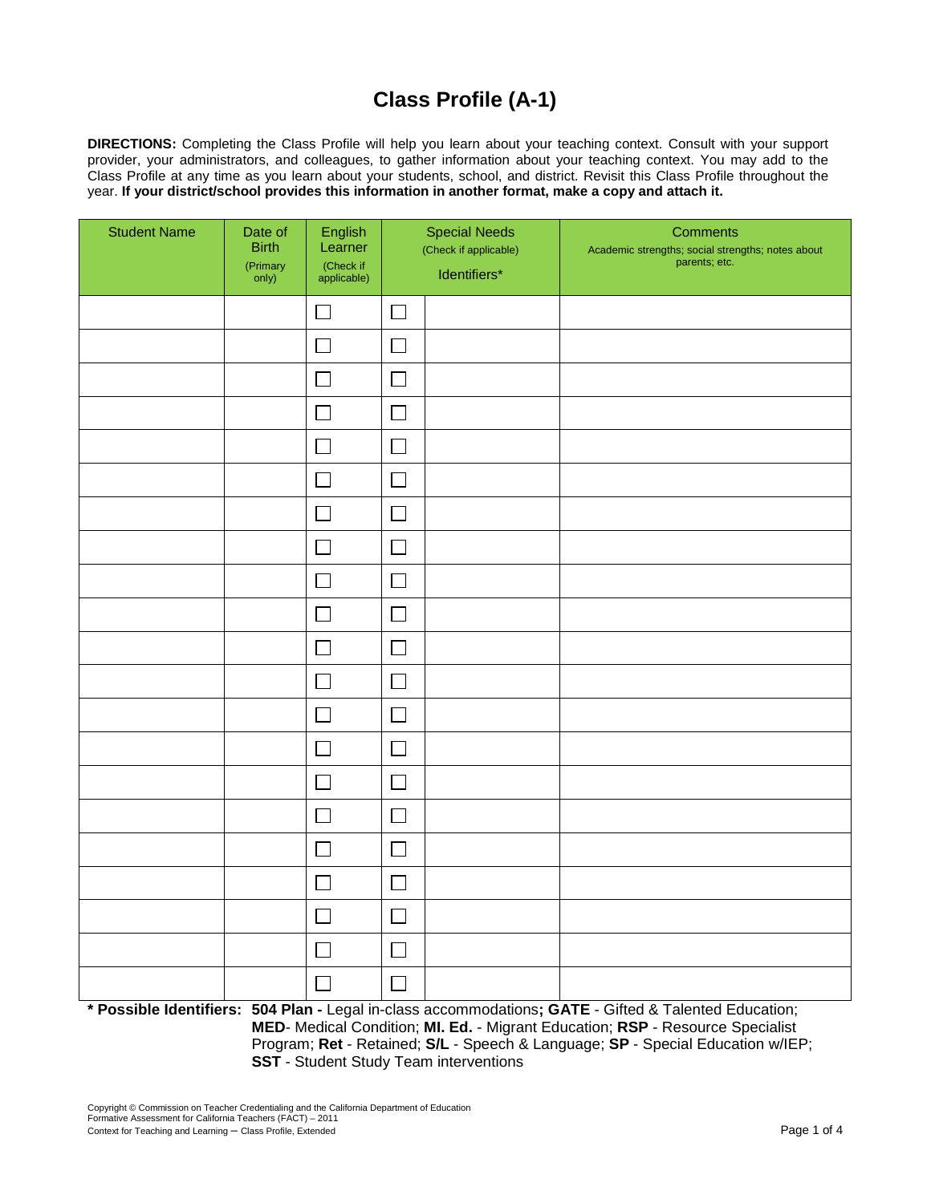# Class Profile (A-1)

**DIRECTIONS:** Completing the Class Profile will help you learn about your teaching context. Consult with your support provider, your administrators, and colleagues, to gather information about your teaching context. You may add to the Class Profile at any time as you learn about your students, school, and district. Revisit this Class Profile throughout the year. **If your district/school provides this information in another format, make a copy and attach it.**

| Student Name | Date of Birth (Primary only) | English Learner (Check if applicable) | Special Needs (Check if applicable) | Identifiers* | Comments Academic strengths; social strengths; notes about parents; etc. |
|---|---|---|---|---|---|
| | | ☐ | ☐ | | |
| | | ☐ | ☐ | | |
| | | ☐ | ☐ | | |
| | | ☐ | ☐ | | |
| | | ☐ | ☐ | | |
| | | ☐ | ☐ | | |
| | | ☐ | ☐ | | |
| | | ☐ | ☐ | | |
| | | ☐ | ☐ | | |
| | | ☐ | ☐ | | |
| | | ☐ | ☐ | | |
| | | ☐ | ☐ | | |
| | | ☐ | ☐ | | |
| | | ☐ | ☐ | | |
| | | ☐ | ☐ | | |
| | | ☐ | ☐ | | |
| | | ☐ | ☐ | | |
| | | ☐ | ☐ | | |
| | | ☐ | ☐ | | |
| | | ☐ | ☐ | | |
| | | ☐ | ☐ | | |

**\* Possible Identifiers:** **504 Plan -** Legal in-class accommodations**; GATE** - Gifted & Talented Education; **MED**- Medical Condition; **MI. Ed.** - Migrant Education; **RSP** - Resource Specialist Program; **Ret** - Retained; **S/L** - Speech & Language; **SP** - Special Education w/IEP; **SST** - Student Study Team interventions

Copyright © Commission on Teacher Credentialing and the California Department of Education
Formative Assessment for California Teachers (FACT) – 2011
Context for Teaching and Learning – Class Profile, Extended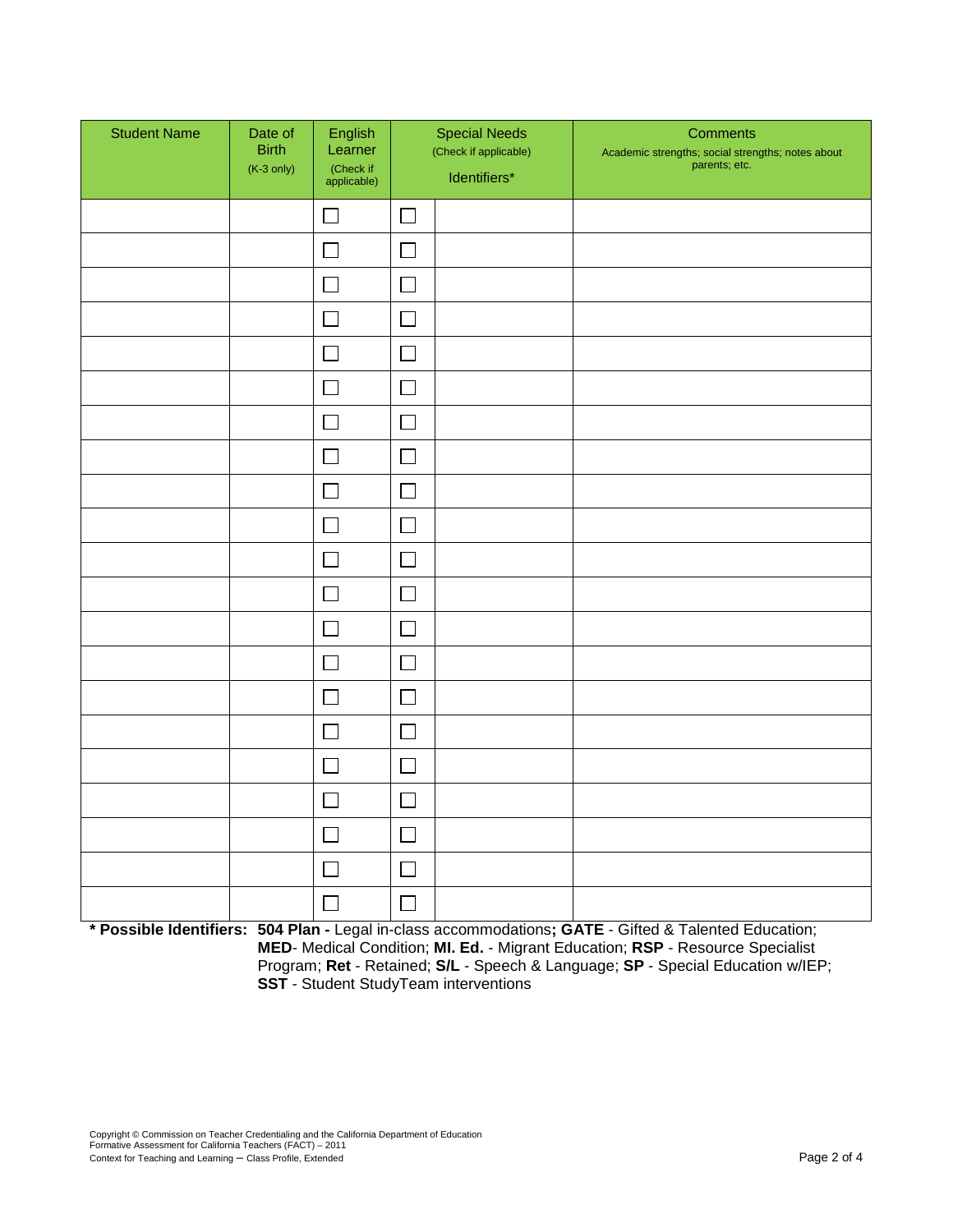| Student Name | Date of Birth (K-3 only) | English Learner (Check if applicable) | Special Needs (Check if applicable) | Identifiers* | Comments Academic strengths; social strengths; notes about parents; etc. |
|---|---|---|---|---|---|
| | | ☐ | ☐ | | |
| | | ☐ | ☐ | | |
| | | ☐ | ☐ | | |
| | | ☐ | ☐ | | |
| | | ☐ | ☐ | | |
| | | ☐ | ☐ | | |
| | | ☐ | ☐ | | |
| | | ☐ | ☐ | | |
| | | ☐ | ☐ | | |
| | | ☐ | ☐ | | |
| | | ☐ | ☐ | | |
| | | ☐ | ☐ | | |
| | | ☐ | ☐ | | |
| | | ☐ | ☐ | | |
| | | ☐ | ☐ | | |
| | | ☐ | ☐ | | |
| | | ☐ | ☐ | | |
| | | ☐ | ☐ | | |
| | | ☐ | ☐ | | |
| | | ☐ | ☐ | | |
| | | ☐ | ☐ | | |

**\* Possible Identifiers:** **504 Plan -** Legal in-class accommodations**; GATE** - Gifted & Talented Education; **MED**- Medical Condition; **MI. Ed.** - Migrant Education; **RSP** - Resource Specialist Program; **Ret** - Retained; **S/L** - Speech & Language; **SP** - Special Education w/IEP; **SST** - Student StudyTeam interventions

Copyright © Commission on Teacher Credentialing and the California Department of Education
Formative Assessment for California Teachers (FACT) – 2011
Context for Teaching and Learning – Class Profile, Extended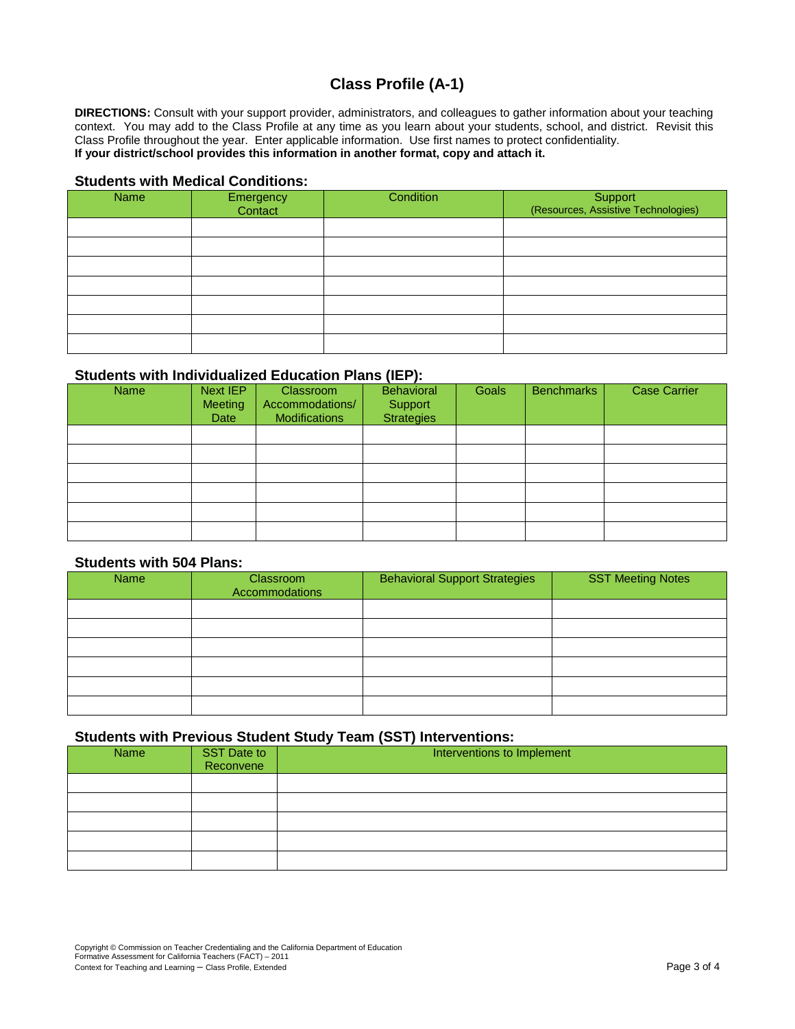# Class Profile (A-1)

**DIRECTIONS:** Consult with your support provider, administrators, and colleagues to gather information about your teaching context. You may add to the Class Profile at any time as you learn about your students, school, and district. Revisit this Class Profile throughout the year. Enter applicable information. Use first names to protect confidentiality.
**If your district/school provides this information in another format, copy and attach it.**

### Students with Medical Conditions:

| Name | Emergency Contact | Condition | Support (Resources, Assistive Technologies) |
|---|---|---|---|
| | | | |
| | | | |
| | | | |
| | | | |
| | | | |
| | | | |
| | | | |

### Students with Individualized Education Plans (IEP):

| Name | Next IEP Meeting Date | Classroom Accommodations/ Modifications | Behavioral Support Strategies | Goals | Benchmarks | Case Carrier |
|---|---|---|---|---|---|---|
| | | | | | | |
| | | | | | | |
| | | | | | | |
| | | | | | | |
| | | | | | | |
| | | | | | | |

### Students with 504 Plans:

| Name | Classroom Accommodations | Behavioral Support Strategies | SST Meeting Notes |
|---|---|---|---|
| | | | |
| | | | |
| | | | |
| | | | |
| | | | |
| | | | |

### Students with Previous Student Study Team (SST) Interventions:

| Name | SST Date to Reconvene | Interventions to Implement |
|---|---|---|
| | | |
| | | |
| | | |
| | | |
| | | |

Copyright © Commission on Teacher Credentialing and the California Department of Education
Formative Assessment for California Teachers (FACT) – 2011
Context for Teaching and Learning – Class Profile, Extended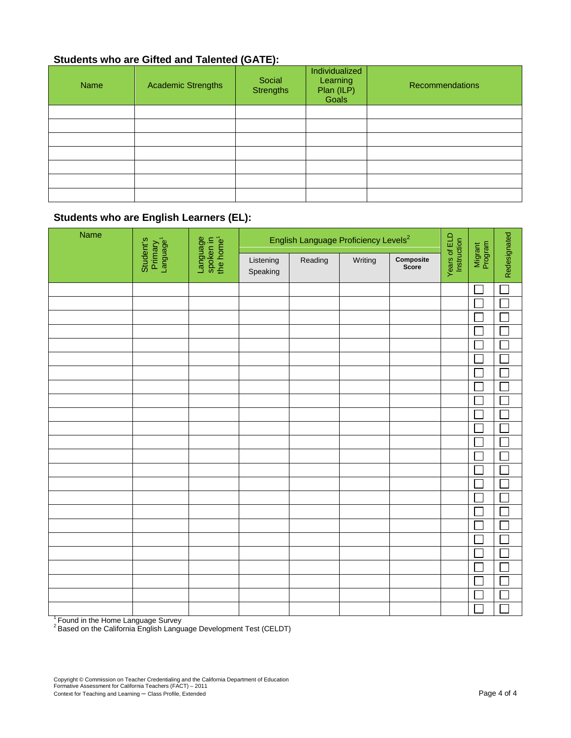### Students who are Gifted and Talented (GATE):

| Name | Academic Strengths | Social Strengths | Individualized Learning Plan (ILP) Goals | Recommendations |
|---|---|---|---|---|
| | | | | |
| | | | | |
| | | | | |
| | | | | |
| | | | | |
| | | | | |
| | | | | |

### Students who are English Learners (EL):

| Name | Student's Primary Language[1] | Language spoken in the home[1] | English Language Proficiency Levels[2] | | | | Years of ELD Instruction | Migrant Program | Redesignated |
|---|---|---|---|---|---|---|---|---|---|
| | | | Listening Speaking | Reading | Writing | **Composite Score** | | | |
| | | | | | | | | ☐ | ☐ |
| | | | | | | | | ☐ | ☐ |
| | | | | | | | | ☐ | ☐ |
| | | | | | | | | ☐ | ☐ |
| | | | | | | | | ☐ | ☐ |
| | | | | | | | | ☐ | ☐ |
| | | | | | | | | ☐ | ☐ |
| | | | | | | | | ☐ | ☐ |
| | | | | | | | | ☐ | ☐ |
| | | | | | | | | ☐ | ☐ |
| | | | | | | | | ☐ | ☐ |
| | | | | | | | | ☐ | ☐ |
| | | | | | | | | ☐ | ☐ |
| | | | | | | | | ☐ | ☐ |
| | | | | | | | | ☐ | ☐ |
| | | | | | | | | ☐ | ☐ |
| | | | | | | | | ☐ | ☐ |
| | | | | | | | | ☐ | ☐ |
| | | | | | | | | ☐ | ☐ |
| | | | | | | | | ☐ | ☐ |
| | | | | | | | | ☐ | ☐ |
| | | | | | | | | ☐ | ☐ |
| | | | | | | | | ☐ | ☐ |
| | | | | | | | | ☐ | ☐ |

[1] Found in the Home Language Survey
[2] Based on the California English Language Development Test (CELDT)

Copyright © Commission on Teacher Credentialing and the California Department of Education
Formative Assessment for California Teachers (FACT) – 2011
Context for Teaching and Learning – Class Profile, Extended